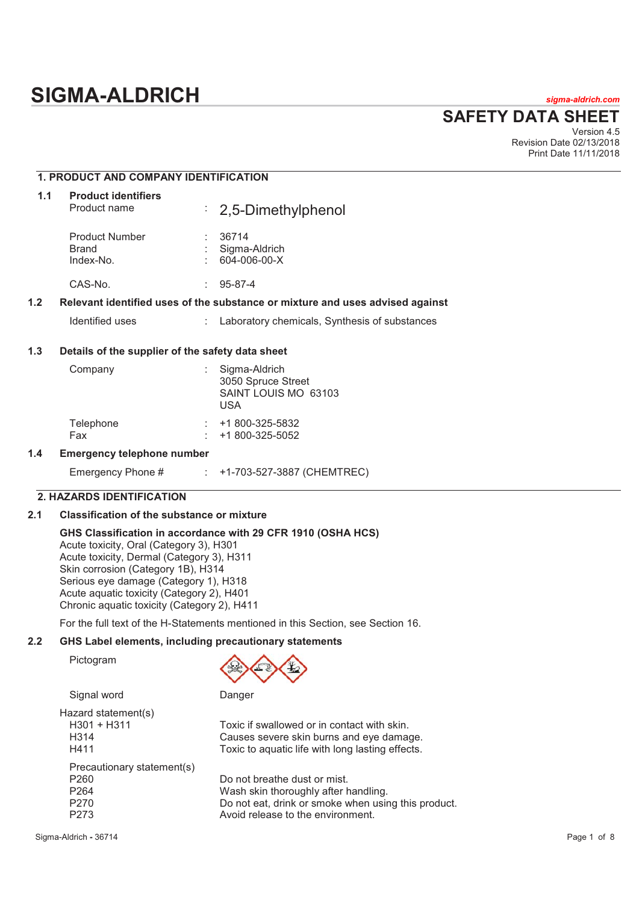# SIGMA-ALDRICH

sigma-aldrich.com

## SAFETY DATA SHEET

Version 4.5
Revision Date 02/13/2018
Print Date 11/11/2018

## 1. PRODUCT AND COMPANY IDENTIFICATION

### 1.1 Product identifiers

| | | |
|---|---|---|
| Product name | : | 2,5-Dimethylphenol |
| Product Number | : | 36714 |
| Brand | : | Sigma-Aldrich |
| Index-No. | : | 604-006-00-X |
| CAS-No. | : | 95-87-4 |

### 1.2 Relevant identified uses of the substance or mixture and uses advised against

| | | |
|---|---|---|
| Identified uses | : | Laboratory chemicals, Synthesis of substances |

### 1.3 Details of the supplier of the safety data sheet

| | | |
|---|---|---|
| Company | : | Sigma-Aldrich<br>3050 Spruce Street<br>SAINT LOUIS MO 63103<br>USA |
| Telephone | : | +1 800-325-5832 |
| Fax | : | +1 800-325-5052 |

### 1.4 Emergency telephone number

| | | |
|---|---|---|
| Emergency Phone # | : | +1-703-527-3887 (CHEMTREC) |

## 2. HAZARDS IDENTIFICATION

### 2.1 Classification of the substance or mixture

**GHS Classification in accordance with 29 CFR 1910 (OSHA HCS)**
Acute toxicity, Oral (Category 3), H301
Acute toxicity, Dermal (Category 3), H311
Skin corrosion (Category 1B), H314
Serious eye damage (Category 1), H318
Acute aquatic toxicity (Category 2), H401
Chronic aquatic toxicity (Category 2), H411

For the full text of the H-Statements mentioned in this Section, see Section 16.

### 2.2 GHS Label elements, including precautionary statements

Pictogram

Signal word: Danger

Hazard statement(s)

| | |
|---|---|
| H301 + H311 | Toxic if swallowed or in contact with skin. |
| H314 | Causes severe skin burns and eye damage. |
| H411 | Toxic to aquatic life with long lasting effects. |

Precautionary statement(s)

| | |
|---|---|
| P260 | Do not breathe dust or mist. |
| P264 | Wash skin thoroughly after handling. |
| P270 | Do not eat, drink or smoke when using this product. |
| P273 | Avoid release to the environment. |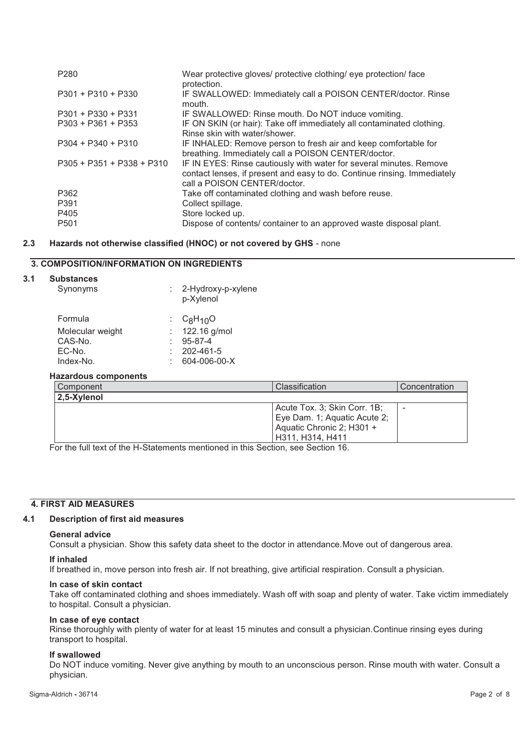| | |
|---|---|
| P280 | Wear protective gloves/ protective clothing/ eye protection/ face protection. |
| P301 + P310 + P330 | IF SWALLOWED: Immediately call a POISON CENTER/doctor. Rinse mouth. |
| P301 + P330 + P331 | IF SWALLOWED: Rinse mouth. Do NOT induce vomiting. |
| P303 + P361 + P353 | IF ON SKIN (or hair): Take off immediately all contaminated clothing. Rinse skin with water/shower. |
| P304 + P340 + P310 | IF INHALED: Remove person to fresh air and keep comfortable for breathing. Immediately call a POISON CENTER/doctor. |
| P305 + P351 + P338 + P310 | IF IN EYES: Rinse cautiously with water for several minutes. Remove contact lenses, if present and easy to do. Continue rinsing. Immediately call a POISON CENTER/doctor. |
| P362 | Take off contaminated clothing and wash before reuse. |
| P391 | Collect spillage. |
| P405 | Store locked up. |
| P501 | Dispose of contents/ container to an approved waste disposal plant. |

### 2.3 Hazards not otherwise classified (HNOC) or not covered by GHS - none

## 3. COMPOSITION/INFORMATION ON INGREDIENTS

### 3.1 Substances

| | | |
|---|---|---|
| Synonyms | : | 2-Hydroxy-p-xylene<br>p-Xylenol |
| Formula | : | $C_8H_{10}O$ |
| Molecular weight | : | 122.16 g/mol |
| CAS-No. | : | 95-87-4 |
| EC-No. | : | 202-461-5 |
| Index-No. | : | 604-006-00-X |

**Hazardous components**

| Component | Classification | Concentration |
|---|---|---|
| **2,5-Xylenol** | | |
| | Acute Tox. 3; Skin Corr. 1B; Eye Dam. 1; Aquatic Acute 2; Aquatic Chronic 2; H301 + H311, H314, H411 | - |

For the full text of the H-Statements mentioned in this Section, see Section 16.

## 4. FIRST AID MEASURES

### 4.1 Description of first aid measures

**General advice**

Consult a physician. Show this safety data sheet to the doctor in attendance.Move out of dangerous area.

**If inhaled**

If breathed in, move person into fresh air. If not breathing, give artificial respiration. Consult a physician.

**In case of skin contact**

Take off contaminated clothing and shoes immediately. Wash off with soap and plenty of water. Take victim immediately to hospital. Consult a physician.

**In case of eye contact**

Rinse thoroughly with plenty of water for at least 15 minutes and consult a physician.Continue rinsing eyes during transport to hospital.

**If swallowed**

Do NOT induce vomiting. Never give anything by mouth to an unconscious person. Rinse mouth with water. Consult a physician.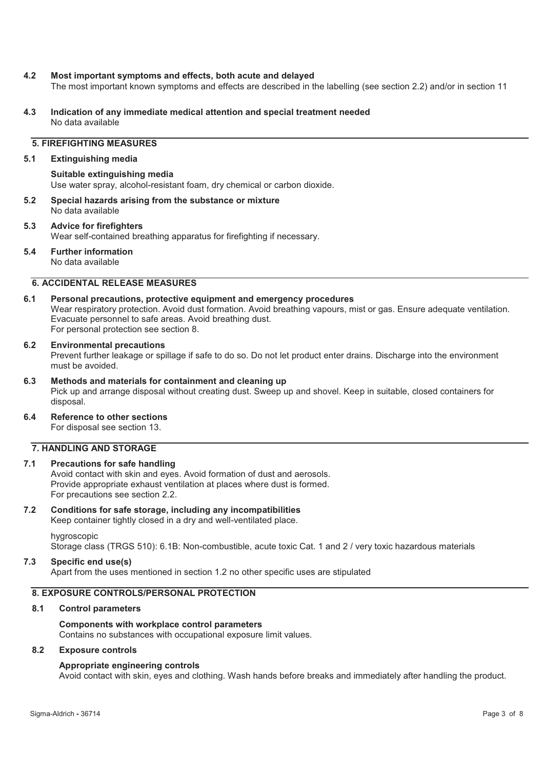### 4.2 Most important symptoms and effects, both acute and delayed

The most important known symptoms and effects are described in the labelling (see section 2.2) and/or in section 11

### 4.3 Indication of any immediate medical attention and special treatment needed

No data available

## 5. FIREFIGHTING MEASURES

### 5.1 Extinguishing media

**Suitable extinguishing media**

Use water spray, alcohol-resistant foam, dry chemical or carbon dioxide.

### 5.2 Special hazards arising from the substance or mixture

No data available

### 5.3 Advice for firefighters

Wear self-contained breathing apparatus for firefighting if necessary.

### 5.4 Further information

No data available

## 6. ACCIDENTAL RELEASE MEASURES

### 6.1 Personal precautions, protective equipment and emergency procedures

Wear respiratory protection. Avoid dust formation. Avoid breathing vapours, mist or gas. Ensure adequate ventilation. Evacuate personnel to safe areas. Avoid breathing dust.
For personal protection see section 8.

### 6.2 Environmental precautions

Prevent further leakage or spillage if safe to do so. Do not let product enter drains. Discharge into the environment must be avoided.

### 6.3 Methods and materials for containment and cleaning up

Pick up and arrange disposal without creating dust. Sweep up and shovel. Keep in suitable, closed containers for disposal.

### 6.4 Reference to other sections

For disposal see section 13.

## 7. HANDLING AND STORAGE

### 7.1 Precautions for safe handling

Avoid contact with skin and eyes. Avoid formation of dust and aerosols.
Provide appropriate exhaust ventilation at places where dust is formed.
For precautions see section 2.2.

### 7.2 Conditions for safe storage, including any incompatibilities

Keep container tightly closed in a dry and well-ventilated place.

hygroscopic
Storage class (TRGS 510): 6.1B: Non-combustible, acute toxic Cat. 1 and 2 / very toxic hazardous materials

### 7.3 Specific end use(s)

Apart from the uses mentioned in section 1.2 no other specific uses are stipulated

## 8. EXPOSURE CONTROLS/PERSONAL PROTECTION

### 8.1 Control parameters

**Components with workplace control parameters**

Contains no substances with occupational exposure limit values.

### 8.2 Exposure controls

**Appropriate engineering controls**

Avoid contact with skin, eyes and clothing. Wash hands before breaks and immediately after handling the product.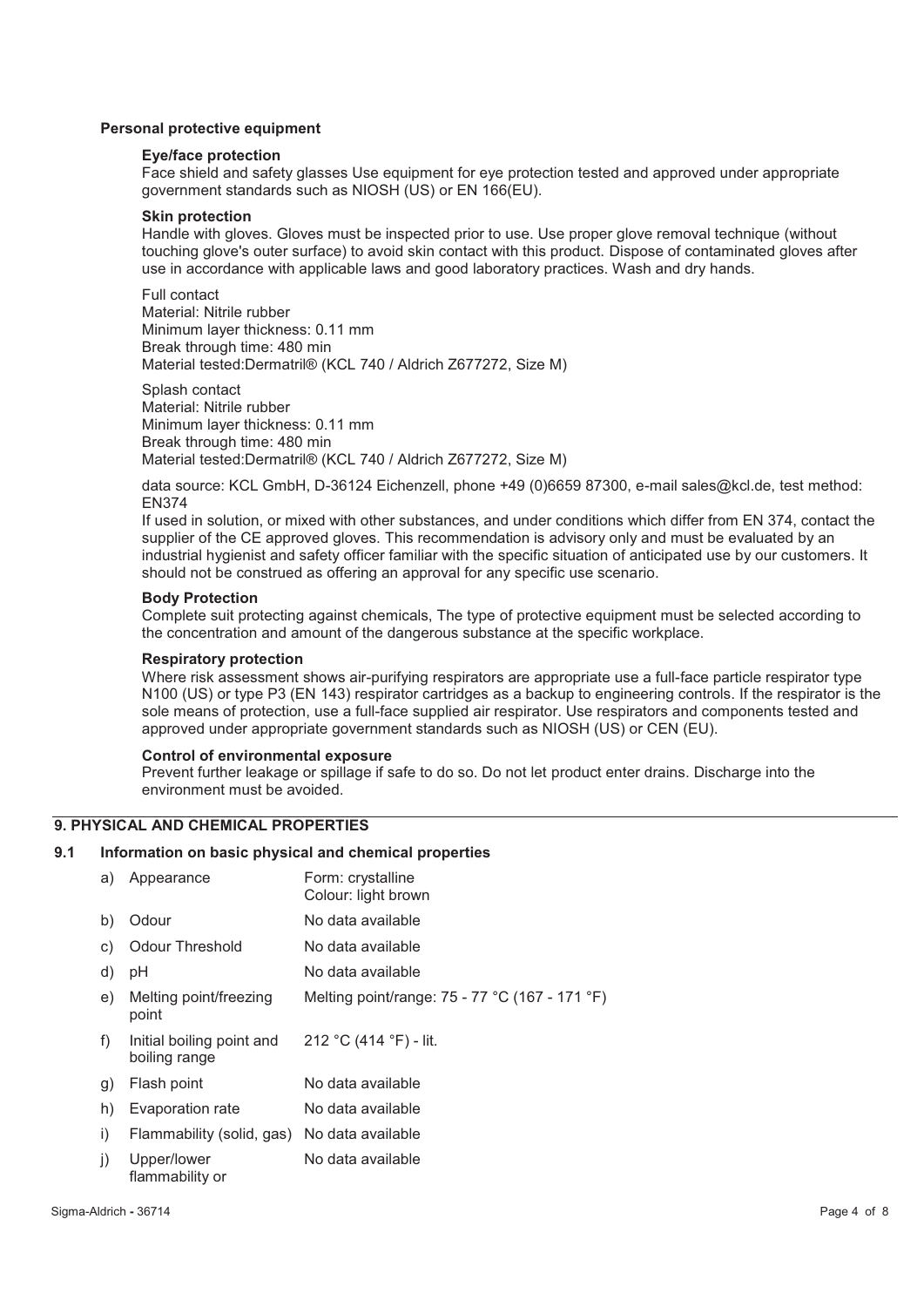**Personal protective equipment**

**Eye/face protection**

Face shield and safety glasses Use equipment for eye protection tested and approved under appropriate government standards such as NIOSH (US) or EN 166(EU).

**Skin protection**

Handle with gloves. Gloves must be inspected prior to use. Use proper glove removal technique (without touching glove's outer surface) to avoid skin contact with this product. Dispose of contaminated gloves after use in accordance with applicable laws and good laboratory practices. Wash and dry hands.

Full contact
Material: Nitrile rubber
Minimum layer thickness: 0.11 mm
Break through time: 480 min
Material tested:Dermatril® (KCL 740 / Aldrich Z677272, Size M)

Splash contact
Material: Nitrile rubber
Minimum layer thickness: 0.11 mm
Break through time: 480 min
Material tested:Dermatril® (KCL 740 / Aldrich Z677272, Size M)

data source: KCL GmbH, D-36124 Eichenzell, phone +49 (0)6659 87300, e-mail sales@kcl.de, test method: EN374

If used in solution, or mixed with other substances, and under conditions which differ from EN 374, contact the supplier of the CE approved gloves. This recommendation is advisory only and must be evaluated by an industrial hygienist and safety officer familiar with the specific situation of anticipated use by our customers. It should not be construed as offering an approval for any specific use scenario.

**Body Protection**

Complete suit protecting against chemicals, The type of protective equipment must be selected according to the concentration and amount of the dangerous substance at the specific workplace.

**Respiratory protection**

Where risk assessment shows air-purifying respirators are appropriate use a full-face particle respirator type N100 (US) or type P3 (EN 143) respirator cartridges as a backup to engineering controls. If the respirator is the sole means of protection, use a full-face supplied air respirator. Use respirators and components tested and approved under appropriate government standards such as NIOSH (US) or CEN (EU).

**Control of environmental exposure**

Prevent further leakage or spillage if safe to do so. Do not let product enter drains. Discharge into the environment must be avoided.

## 9. PHYSICAL AND CHEMICAL PROPERTIES

### 9.1 Information on basic physical and chemical properties

| | | |
|---|---|---|
| a) | Appearance | Form: crystalline<br>Colour: light brown |
| b) | Odour | No data available |
| c) | Odour Threshold | No data available |
| d) | pH | No data available |
| e) | Melting point/freezing point | Melting point/range: 75 - 77 °C (167 - 171 °F) |
| f) | Initial boiling point and boiling range | 212 °C (414 °F) - lit. |
| g) | Flash point | No data available |
| h) | Evaporation rate | No data available |
| i) | Flammability (solid, gas) | No data available |
| j) | Upper/lower flammability or | No data available |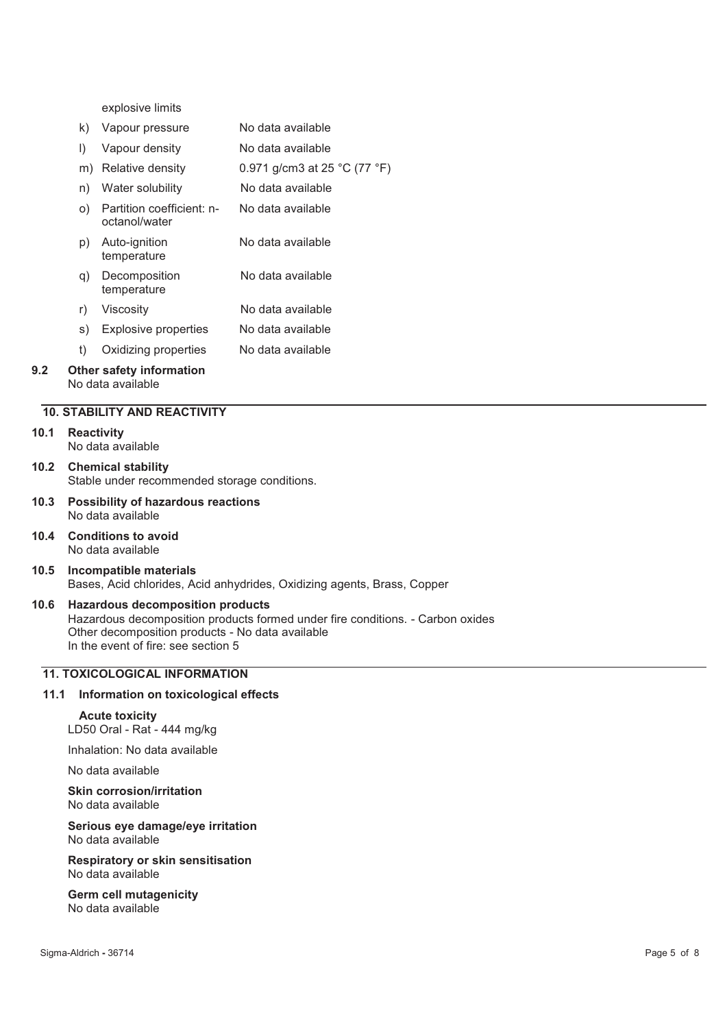explosive limits

| | | |
|---|---|---|
| k) | Vapour pressure | No data available |
| l) | Vapour density | No data available |
| m) | Relative density | 0.971 g/cm3 at 25 °C (77 °F) |
| n) | Water solubility | No data available |
| o) | Partition coefficient: n-octanol/water | No data available |
| p) | Auto-ignition temperature | No data available |
| q) | Decomposition temperature | No data available |
| r) | Viscosity | No data available |
| s) | Explosive properties | No data available |
| t) | Oxidizing properties | No data available |

**9.2 Other safety information**
No data available

## 10. STABILITY AND REACTIVITY

**10.1 Reactivity**
No data available

**10.2 Chemical stability**
Stable under recommended storage conditions.

**10.3 Possibility of hazardous reactions**
No data available

**10.4 Conditions to avoid**
No data available

**10.5 Incompatible materials**
Bases, Acid chlorides, Acid anhydrides, Oxidizing agents, Brass, Copper

**10.6 Hazardous decomposition products**
Hazardous decomposition products formed under fire conditions. - Carbon oxides
Other decomposition products - No data available
In the event of fire: see section 5

## 11. TOXICOLOGICAL INFORMATION

### 11.1 Information on toxicological effects

**Acute toxicity**
LD50 Oral - Rat - 444 mg/kg

Inhalation: No data available

No data available

**Skin corrosion/irritation**
No data available

**Serious eye damage/eye irritation**
No data available

**Respiratory or skin sensitisation**
No data available

**Germ cell mutagenicity**
No data available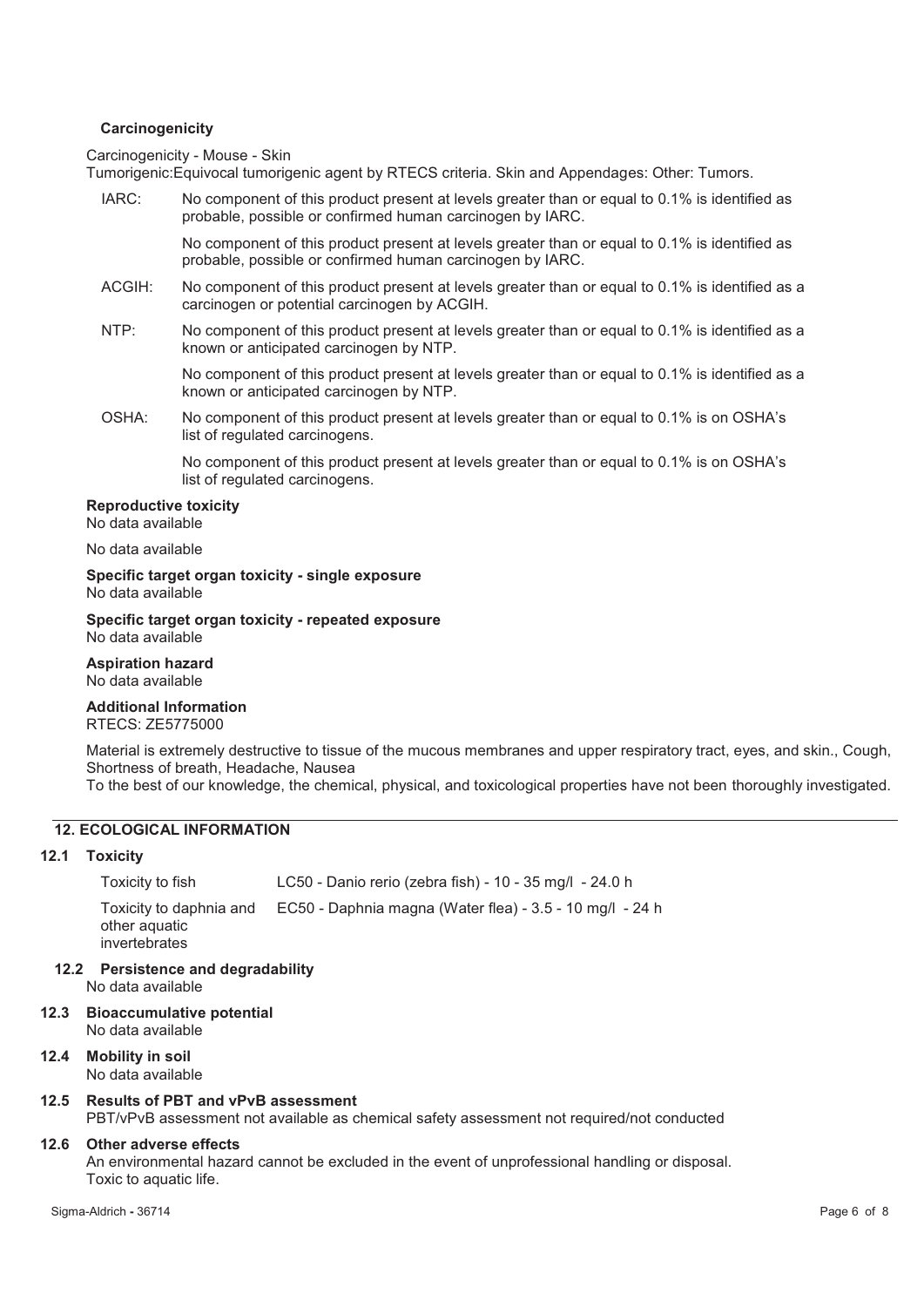**Carcinogenicity**

Carcinogenicity - Mouse - Skin
Tumorigenic:Equivocal tumorigenic agent by RTECS criteria. Skin and Appendages: Other: Tumors.

| | |
|---|---|
| IARC: | No component of this product present at levels greater than or equal to 0.1% is identified as probable, possible or confirmed human carcinogen by IARC. |
| | No component of this product present at levels greater than or equal to 0.1% is identified as probable, possible or confirmed human carcinogen by IARC. |
| ACGIH: | No component of this product present at levels greater than or equal to 0.1% is identified as a carcinogen or potential carcinogen by ACGIH. |
| NTP: | No component of this product present at levels greater than or equal to 0.1% is identified as a known or anticipated carcinogen by NTP. |
| | No component of this product present at levels greater than or equal to 0.1% is identified as a known or anticipated carcinogen by NTP. |
| OSHA: | No component of this product present at levels greater than or equal to 0.1% is on OSHA's list of regulated carcinogens. |
| | No component of this product present at levels greater than or equal to 0.1% is on OSHA's list of regulated carcinogens. |

**Reproductive toxicity**
No data available

No data available

**Specific target organ toxicity - single exposure**
No data available

**Specific target organ toxicity - repeated exposure**
No data available

**Aspiration hazard**
No data available

**Additional Information**
RTECS: ZE5775000

Material is extremely destructive to tissue of the mucous membranes and upper respiratory tract, eyes, and skin., Cough, Shortness of breath, Headache, Nausea
To the best of our knowledge, the chemical, physical, and toxicological properties have not been thoroughly investigated.

## 12. ECOLOGICAL INFORMATION

### 12.1 Toxicity

| | |
|---|---|
| Toxicity to fish | LC50 - Danio rerio (zebra fish) - 10 - 35 mg/l - 24.0 h |
| Toxicity to daphnia and other aquatic invertebrates | EC50 - Daphnia magna (Water flea) - 3.5 - 10 mg/l - 24 h |

### 12.2 Persistence and degradability
No data available

### 12.3 Bioaccumulative potential
No data available

### 12.4 Mobility in soil
No data available

### 12.5 Results of PBT and vPvB assessment
PBT/vPvB assessment not available as chemical safety assessment not required/not conducted

### 12.6 Other adverse effects
An environmental hazard cannot be excluded in the event of unprofessional handling or disposal.
Toxic to aquatic life.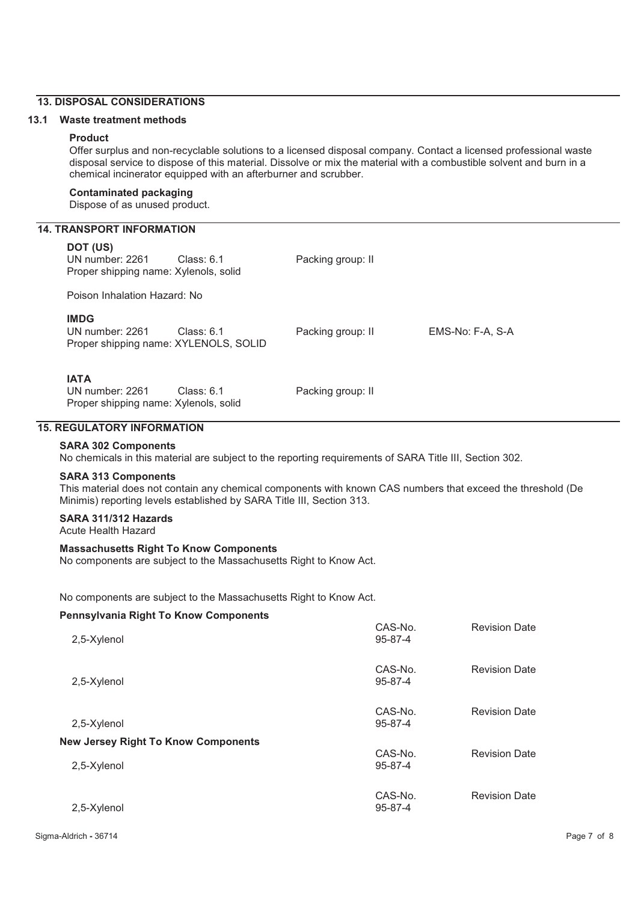## 13. DISPOSAL CONSIDERATIONS

### 13.1 Waste treatment methods

**Product**

Offer surplus and non-recyclable solutions to a licensed disposal company. Contact a licensed professional waste disposal service to dispose of this material. Dissolve or mix the material with a combustible solvent and burn in a chemical incinerator equipped with an afterburner and scrubber.

**Contaminated packaging**

Dispose of as unused product.

## 14. TRANSPORT INFORMATION

**DOT (US)**

UN number: 2261 Class: 6.1 Packing group: II
Proper shipping name: Xylenols, solid

Poison Inhalation Hazard: No

**IMDG**

UN number: 2261 Class: 6.1 Packing group: II EMS-No: F-A, S-A
Proper shipping name: XYLENOLS, SOLID

**IATA**

UN number: 2261 Class: 6.1 Packing group: II
Proper shipping name: Xylenols, solid

## 15. REGULATORY INFORMATION

**SARA 302 Components**

No chemicals in this material are subject to the reporting requirements of SARA Title III, Section 302.

**SARA 313 Components**

This material does not contain any chemical components with known CAS numbers that exceed the threshold (De Minimis) reporting levels established by SARA Title III, Section 313.

**SARA 311/312 Hazards**

Acute Health Hazard

**Massachusetts Right To Know Components**

No components are subject to the Massachusetts Right to Know Act.

No components are subject to the Massachusetts Right to Know Act.

**Pennsylvania Right To Know Components**

| | CAS-No. | Revision Date |
|---|---|---|
| 2,5-Xylenol | 95-87-4 | |

| | CAS-No. | Revision Date |
|---|---|---|
| 2,5-Xylenol | 95-87-4 | |

| | CAS-No. | Revision Date |
|---|---|---|
| 2,5-Xylenol | 95-87-4 | |

**New Jersey Right To Know Components**

| | CAS-No. | Revision Date |
|---|---|---|
| 2,5-Xylenol | 95-87-4 | |

| | CAS-No. | Revision Date |
|---|---|---|
| 2,5-Xylenol | 95-87-4 | |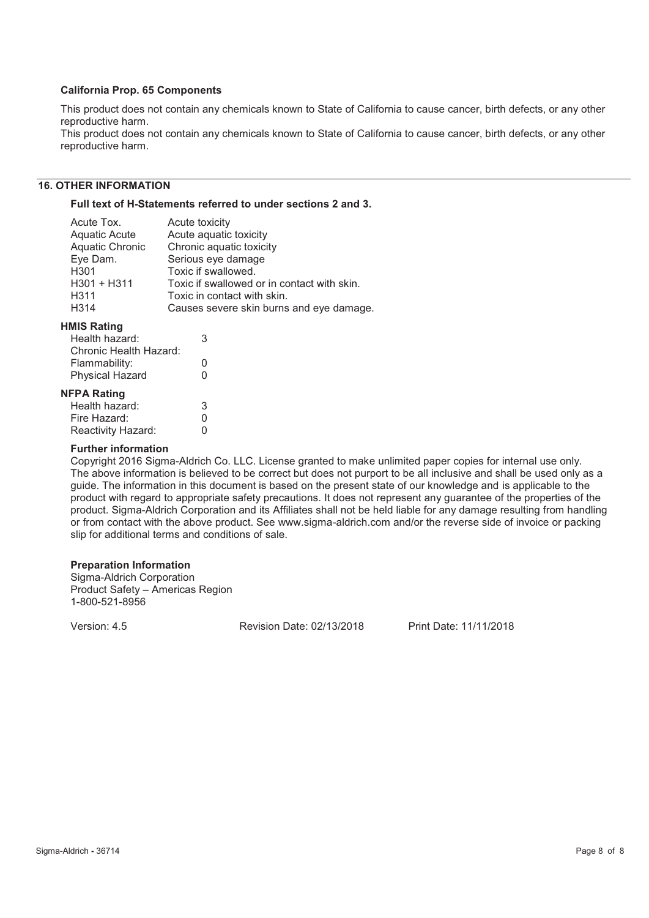### California Prop. 65 Components

This product does not contain any chemicals known to State of California to cause cancer, birth defects, or any other reproductive harm.
This product does not contain any chemicals known to State of California to cause cancer, birth defects, or any other reproductive harm.

## 16. OTHER INFORMATION

**Full text of H-Statements referred to under sections 2 and 3.**

| | |
|---|---|
| Acute Tox. | Acute toxicity |
| Aquatic Acute | Acute aquatic toxicity |
| Aquatic Chronic | Chronic aquatic toxicity |
| Eye Dam. | Serious eye damage |
| H301 | Toxic if swallowed. |
| H301 + H311 | Toxic if swallowed or in contact with skin. |
| H311 | Toxic in contact with skin. |
| H314 | Causes severe skin burns and eye damage. |

**HMIS Rating**

| | |
|---|---|
| Health hazard: | 3 |
| Chronic Health Hazard: | |
| Flammability: | 0 |
| Physical Hazard | 0 |

**NFPA Rating**

| | |
|---|---|
| Health hazard: | 3 |
| Fire Hazard: | 0 |
| Reactivity Hazard: | 0 |

**Further information**

Copyright 2016 Sigma-Aldrich Co. LLC. License granted to make unlimited paper copies for internal use only.
The above information is believed to be correct but does not purport to be all inclusive and shall be used only as a guide. The information in this document is based on the present state of our knowledge and is applicable to the product with regard to appropriate safety precautions. It does not represent any guarantee of the properties of the product. Sigma-Aldrich Corporation and its Affiliates shall not be held liable for any damage resulting from handling or from contact with the above product. See www.sigma-aldrich.com and/or the reverse side of invoice or packing slip for additional terms and conditions of sale.

**Preparation Information**

Sigma-Aldrich Corporation
Product Safety – Americas Region
1-800-521-8956

Version: 4.5 Revision Date: 02/13/2018 Print Date: 11/11/2018